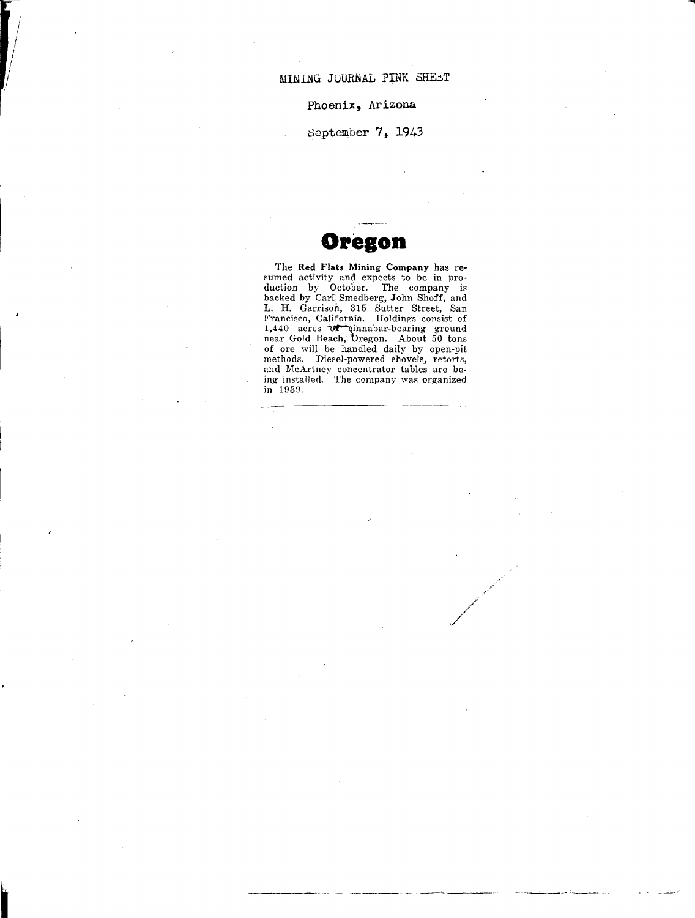MINING JOURNAL PINK SHEET

Phoenix, Arizona

September 7, 1943

# Oregon

The **Red Flats Mining Company** has resumed activity and expects to be in production by October. The company is backed by Carl Smedberg, John Shoff, and L. H. Garrison, 315 Sutter Street, San Francisco, California. Holdings consist of 1,440 acres of cinnabar-bearing ground near Gold Beach, Oregon. About 50 tons of ore will be handled daily by open-pit methods. Diesel-powered shovels, retorts, and McArtney concentrator tables are being installed. The company was organized in 1939.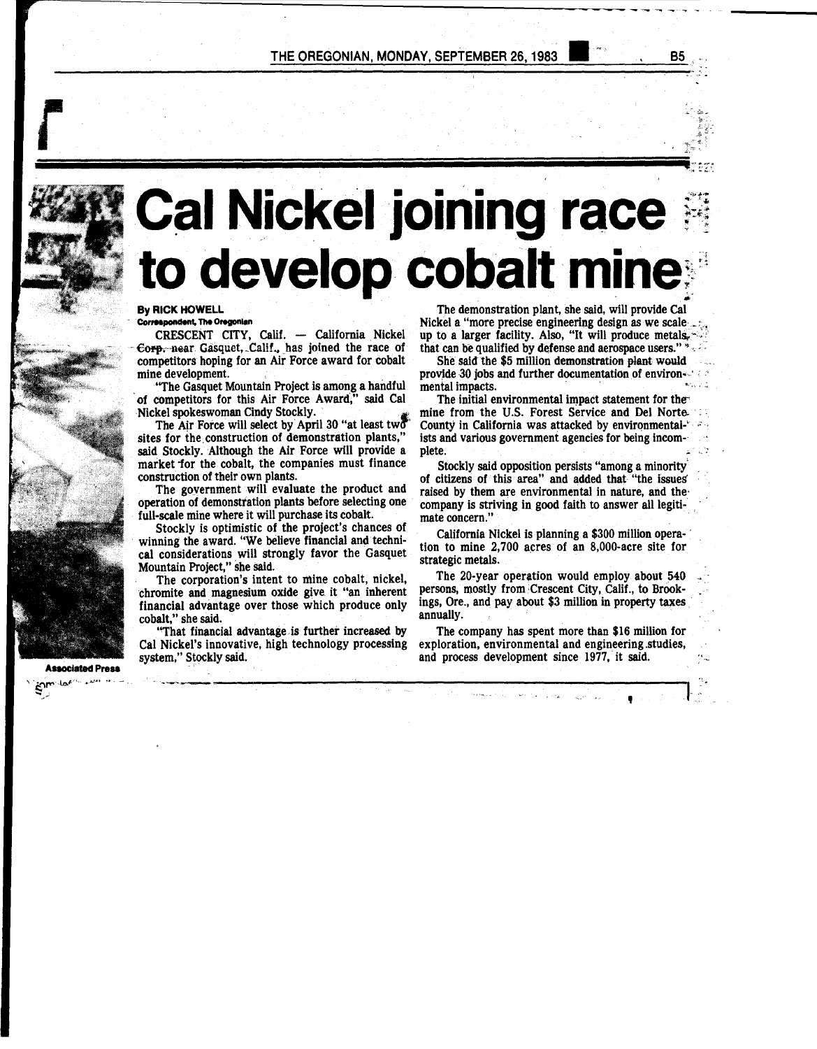# Cal Nickel joining race to develop cobalt mine

**By RICK HOWELL**
**Correspondent, The Oregonian**

CRESCENT CITY, Calif. — California Nickel Corp., near Gasquet, Calif., has joined the race of competitors hoping for an Air Force award for cobalt mine development.

"The Gasquet Mountain Project is among a handful of competitors for this Air Force Award," said Cal Nickel spokeswoman Cindy Stockly.

The Air Force will select by April 30 "at least two sites for the construction of demonstration plants," said Stockly. Although the Air Force will provide a market for the cobalt, the companies must finance construction of their own plants.

The government will evaluate the product and operation of demonstration plants before selecting one full-scale mine where it will purchase its cobalt.

Stockly is optimistic of the project's chances of winning the award. "We believe financial and technical considerations will strongly favor the Gasquet Mountain Project," she said.

The corporation's intent to mine cobalt, nickel, chromite and magnesium oxide give it "an inherent financial advantage over those which produce only cobalt," she said.

"That financial advantage is further increased by Cal Nickel's innovative, high technology processing system," Stockly said.

The demonstration plant, she said, will provide Cal Nickel a "more precise engineering design as we scale up to a larger facility. Also, "It will produce metals that can be qualified by defense and aerospace users."

She said the $5 million demonstration plant would provide 30 jobs and further documentation of environmental impacts.

The initial environmental impact statement for the mine from the U.S. Forest Service and Del Norte County in California was attacked by environmentalists and various government agencies for being incomplete.

Stockly said opposition persists "among a minority of citizens of this area" and added that "the issues raised by them are environmental in nature, and the company is striving in good faith to answer all legitimate concern."

California Nickel is planning a $300 million operation to mine 2,700 acres of an 8,000-acre site for strategic metals.

The 20-year operation would employ about 540 persons, mostly from Crescent City, Calif., to Brookings, Ore., and pay about $3 million in property taxes annually.

The company has spent more than $16 million for exploration, environmental and engineering studies, and process development since 1977, it said.

Associated Press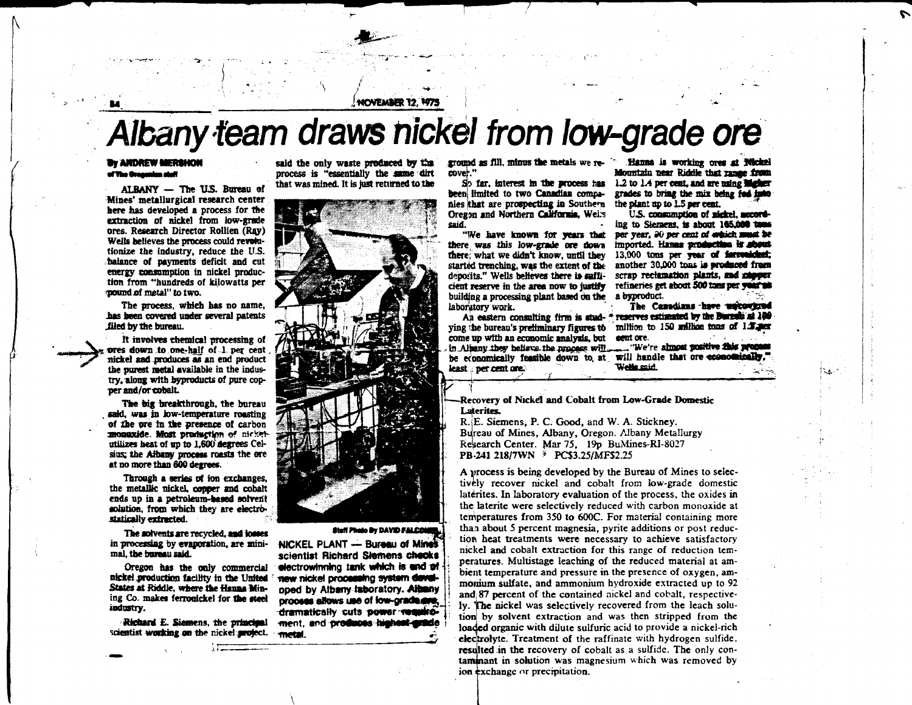NOVEMBER 12, 1975

# Albany team draws nickel from low-grade ore

**By ANDREW MERSHON**
**of The Oregonian staff**

ALBANY — The U.S. Bureau of Mines' metallurgical research center here has developed a process for the extraction of nickel from low-grade ores. Research Director Rollien (Ray) Wells believes the process could revolutionize the industry, reduce the U.S. balance of payments deficit and cut energy consumption in nickel production from "hundreds of kilowatts per pound of metal" to two.

The process, which has no name, has been covered under several patents filed by the bureau.

It involves chemical processing of ores down to one-half of 1 per cent nickel and produces as an end product the purest metal available in the industry, along with byproducts of pure copper and/or cobalt.

The big breakthrough, the bureau said, was in low-temperature roasting of the ore in the presence of carbon monoxide. Most production of nickel utilizes heat of up to 1,600 degrees Celsius; the Albany process roasts the ore at no more than 600 degrees.

Through a series of ion exchanges, the metallic nickel, copper and cobalt ends up in a petroleum-based solvent solution, from which they are electrostatically extracted.

The solvents are recycled, and losses in processing by evaporation, are minimal, the bureau said.

Oregon has the only commercial nickel production facility in the United States at Riddle, where the Hanna Mining Co. makes ferronickel for the steel industry.

Richard E. Siemens, the principal scientist working on the nickel project, said the only waste produced by the process is "essentially the same dirt that was mined. It is just returned to the ground as fill, minus the metals we recover."

So far, interest in the process has been limited to two Canadian companies that are prospecting in Southern Oregon and Northern California, Wells said.

"We have known for years that there was this low-grade ore down there; what we didn't know, until they started trenching, was the extent of the deposits." Wells believes there is sufficient reserve in the area now to justify building a processing plant based on the laboratory work.

An eastern consulting firm is studying the bureau's preliminary figures to come up with an economic analysis, but in Albany they believe the process will be economically feasible down to, at least . per cent ore.

Hanna is working ores at Nickel Mountain near Riddle that range from 1.2 to 1.4 per cent, and are using higher grades to bring the mix being fed into the plant up to 1.5 per cent.

U.S. consumption of nickel, according to Siemens, is about 165,000 tons per year, 90 per cent of which must be imported. Hanna production is about 13,000 tons per year of ferronickel; another 30,000 tons is produced from scrap reclamation plants, and copper refineries get about 500 tons per year as a byproduct.

The Canadians have uncovered reserves estimated by the Bureau at 100 million to 150 million tons of 1.? per cent ore.

"We're almost positive this process will handle that ore economically," Wells said.

**Staff Photo By DAVID FALCONER**

NICKEL PLANT — Bureau of Mines scientist Richard Siemens checks electrowinning tank which is end of new nickel processing system developed by Albany laboratory. Albany process allows use of low-grade ore, dramatically cuts power requirement, and produces highest-grade metal.

---

Recovery of Nickel and Cobalt from Low-Grade Domestic Laterites.

R. E. Siemens, P. C. Good, and W. A. Stickney.
Bureau of Mines, Albany, Oregon. Albany Metallurgy Research Center. Mar 75, 19p BuMines-RI-8027
PB-241 218/7WN * PC$3.25/MF$2.25

A process is being developed by the Bureau of Mines to selectively recover nickel and cobalt from low-grade domestic laterites. In laboratory evaluation of the process, the oxides in the laterite were selectively reduced with carbon monoxide at temperatures from 350 to 600C. For material containing more than about 5 percent magnesia, pyrite additions or post reduction heat treatments were necessary to achieve satisfactory nickel and cobalt extraction for this range of reduction temperatures. Multistage leaching of the reduced material at ambient temperature and pressure in the presence of oxygen, ammonium sulfate, and ammonium hydroxide extracted up to 92 and 87 percent of the contained nickel and cobalt, respectively. The nickel was selectively recovered from the leach solution by solvent extraction and was then stripped from the loaded organic with dilute sulfuric acid to provide a nickel-rich electrolyte. Treatment of the raffinate with hydrogen sulfide, resulted in the recovery of cobalt as a sulfide. The only contaminant in solution was magnesium which was removed by ion exchange or precipitation.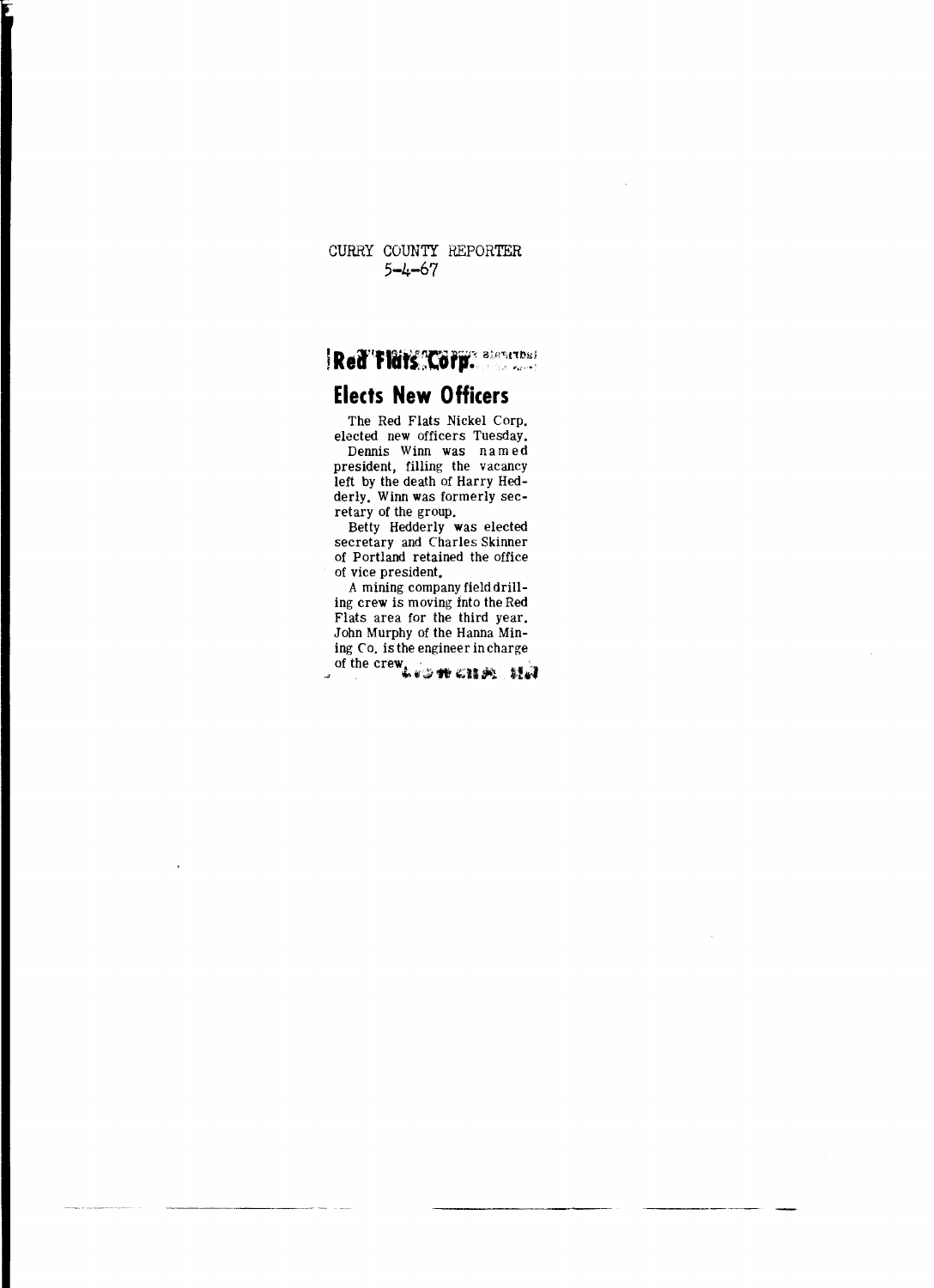CURRY COUNTY REPORTER
5-4-67

# Red Flats Corp. Elects New Officers

The Red Flats Nickel Corp. elected new officers Tuesday.

Dennis Winn was named president, filling the vacancy left by the death of Harry Hedderly. Winn was formerly secretary of the group.

Betty Hedderly was elected secretary and Charles Skinner of Portland retained the office of vice president.

A mining company field drilling crew is moving into the Red Flats area for the third year. John Murphy of the Hanna Mining Co. is the engineer in charge of the crew.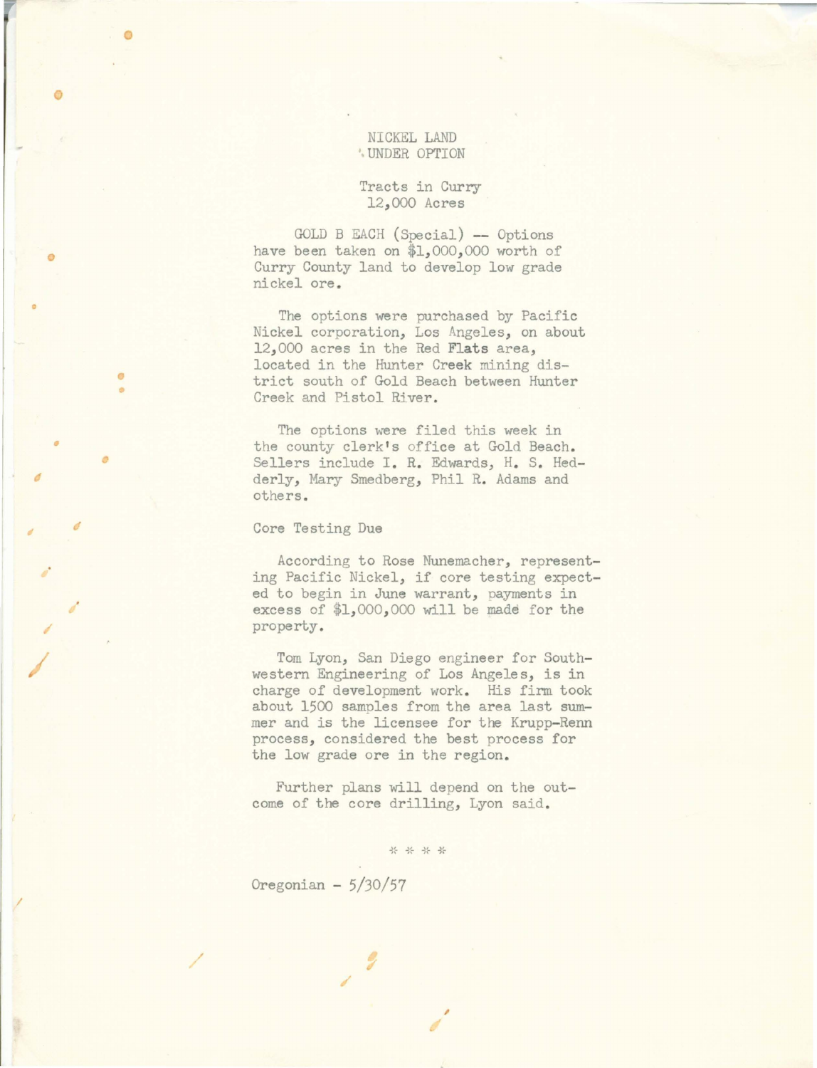# NICKEL LAND UNDER OPTION

## Tracts in Curry 12,000 Acres

GOLD B EACH (Special) -- Options have been taken on $1,000,000 worth of Curry County land to develop low grade nickel ore.

The options were purchased by Pacific Nickel corporation, Los Angeles, on about 12,000 acres in the Red Flats area, located in the Hunter Creek mining district south of Gold Beach between Hunter Creek and Pistol River.

The options were filed this week in the county clerk's office at Gold Beach. Sellers include I. R. Edwards, H. S. Hedderly, Mary Smedberg, Phil R. Adams and others.

### Core Testing Due

According to Rose Nunemacher, representing Pacific Nickel, if core testing expected to begin in June warrant, payments in excess of $1,000,000 will be made for the property.

Tom Lyon, San Diego engineer for Southwestern Engineering of Los Angeles, is in charge of development work. His firm took about 1500 samples from the area last summer and is the licensee for the Krupp-Renn process, considered the best process for the low grade ore in the region.

Further plans will depend on the outcome of the core drilling, Lyon said.

* * * *

Oregonian - 5/30/57